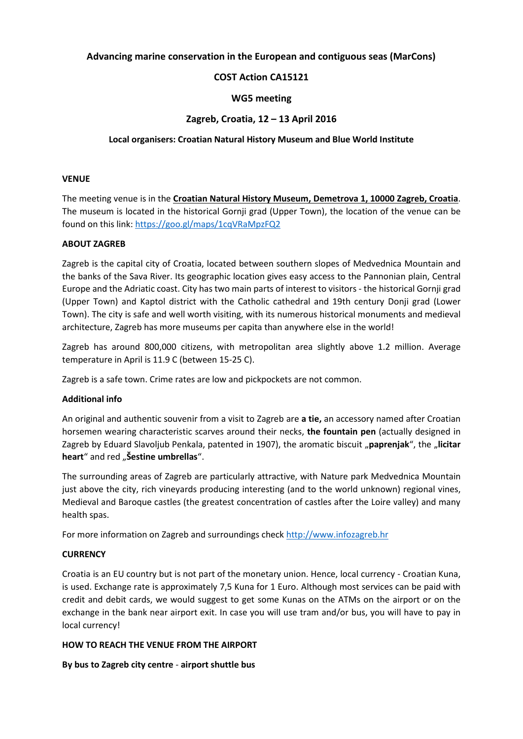**Advancing marine conservation in the European and contiguous seas (MarCons)**

**COST Action CA15121**

**WG5 meeting**

**Zagreb, Croatia, 12 – 13 April 2016**

**Local organisers: Croatian Natural History Museum and Blue World Institute**

## VENUE

The meeting venue is in the **Croatian Natural History Museum, Demetrova 1, 10000 Zagreb, Croatia**. The museum is located in the historical Gornji grad (Upper Town), the location of the venue can be found on this link: https://goo.gl/maps/1cqVRaMpzFQ2

## ABOUT ZAGREB

Zagreb is the capital city of Croatia, located between southern slopes of Medvednica Mountain and the banks of the Sava River. Its geographic location gives easy access to the Pannonian plain, Central Europe and the Adriatic coast. City has two main parts of interest to visitors - the historical Gornji grad (Upper Town) and Kaptol district with the Catholic cathedral and 19th century Donji grad (Lower Town). The city is safe and well worth visiting, with its numerous historical monuments and medieval architecture, Zagreb has more museums per capita than anywhere else in the world!

Zagreb has around 800,000 citizens, with metropolitan area slightly above 1.2 million. Average temperature in April is 11.9 C (between 15-25 C).

Zagreb is a safe town. Crime rates are low and pickpockets are not common.

### Additional info

An original and authentic souvenir from a visit to Zagreb are **a tie,** an accessory named after Croatian horsemen wearing characteristic scarves around their necks, **the fountain pen** (actually designed in Zagreb by Eduard Slavoljub Penkala, patented in 1907), the aromatic biscuit „**paprenjak**“, the „**licitar heart**“ and red „**Šestine umbrellas**“.

The surrounding areas of Zagreb are particularly attractive, with Nature park Medvednica Mountain just above the city, rich vineyards producing interesting (and to the world unknown) regional vines, Medieval and Baroque castles (the greatest concentration of castles after the Loire valley) and many health spas.

For more information on Zagreb and surroundings check http://www.infozagreb.hr

## CURRENCY

Croatia is an EU country but is not part of the monetary union. Hence, local currency - Croatian Kuna, is used. Exchange rate is approximately 7,5 Kuna for 1 Euro. Although most services can be paid with credit and debit cards, we would suggest to get some Kunas on the ATMs on the airport or on the exchange in the bank near airport exit. In case you will use tram and/or bus, you will have to pay in local currency!

## HOW TO REACH THE VENUE FROM THE AIRPORT

**By bus to Zagreb city centre** - **airport shuttle bus**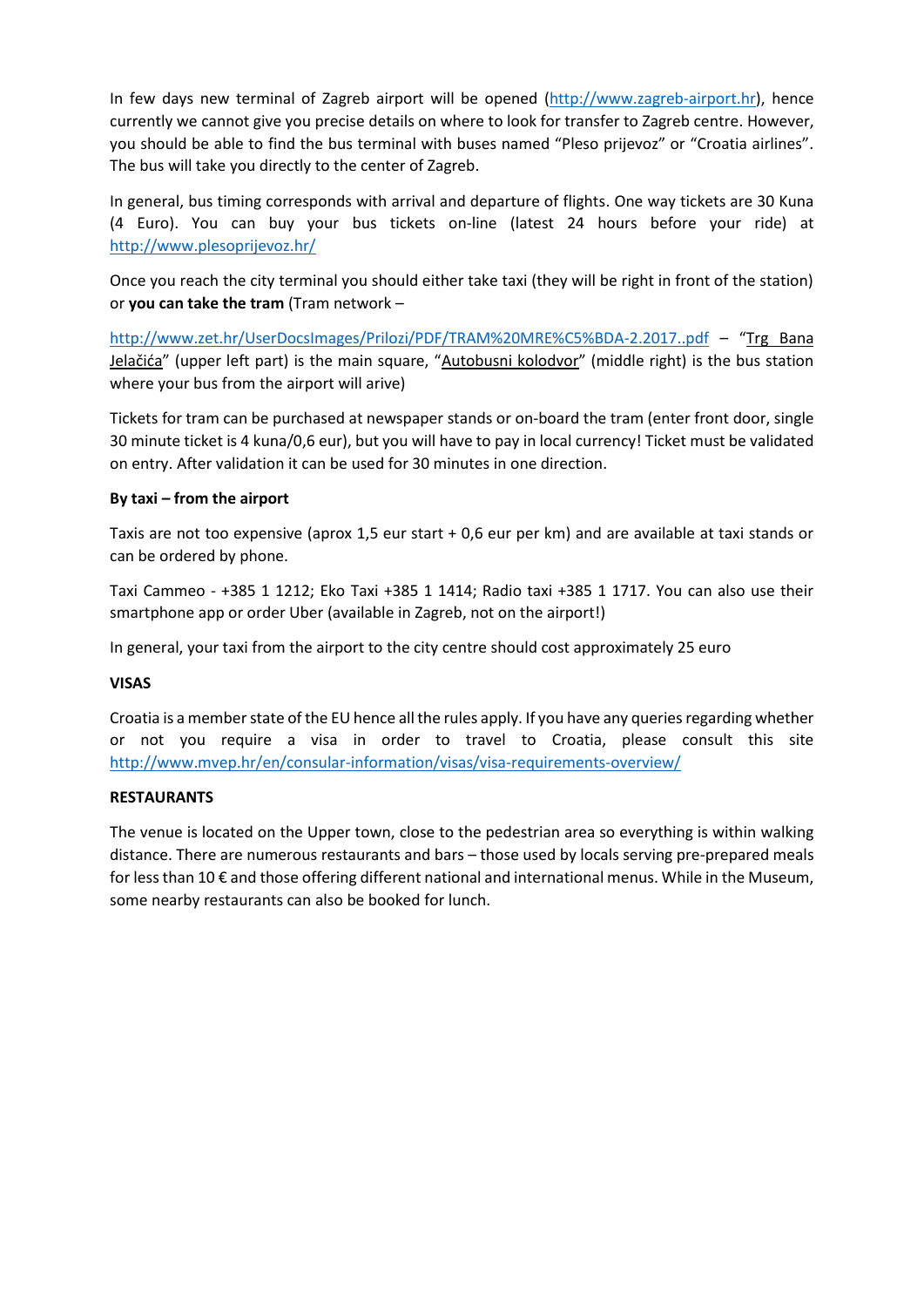In few days new terminal of Zagreb airport will be opened (http://www.zagreb-airport.hr), hence currently we cannot give you precise details on where to look for transfer to Zagreb centre. However, you should be able to find the bus terminal with buses named "Pleso prijevoz" or "Croatia airlines". The bus will take you directly to the center of Zagreb.

In general, bus timing corresponds with arrival and departure of flights. One way tickets are 30 Kuna (4 Euro). You can buy your bus tickets on-line (latest 24 hours before your ride) at http://www.plesoprijevoz.hr/

Once you reach the city terminal you should either take taxi (they will be right in front of the station) or **you can take the tram** (Tram network –

http://www.zet.hr/UserDocsImages/Prilozi/PDF/TRAM%20MRE%C5%BDA-2.2017..pdf – "Trg Bana Jelačića" (upper left part) is the main square, "Autobusni kolodvor" (middle right) is the bus station where your bus from the airport will arive)

Tickets for tram can be purchased at newspaper stands or on-board the tram (enter front door, single 30 minute ticket is 4 kuna/0,6 eur), but you will have to pay in local currency! Ticket must be validated on entry. After validation it can be used for 30 minutes in one direction.

**By taxi – from the airport**

Taxis are not too expensive (aprox 1,5 eur start + 0,6 eur per km) and are available at taxi stands or can be ordered by phone.

Taxi Cammeo - +385 1 1212; Eko Taxi +385 1 1414; Radio taxi +385 1 1717. You can also use their smartphone app or order Uber (available in Zagreb, not on the airport!)

In general, your taxi from the airport to the city centre should cost approximately 25 euro

**VISAS**

Croatia is a member state of the EU hence all the rules apply. If you have any queries regarding whether or not you require a visa in order to travel to Croatia, please consult this site http://www.mvep.hr/en/consular-information/visas/visa-requirements-overview/

**RESTAURANTS**

The venue is located on the Upper town, close to the pedestrian area so everything is within walking distance. There are numerous restaurants and bars – those used by locals serving pre-prepared meals for less than 10 € and those offering different national and international menus. While in the Museum, some nearby restaurants can also be booked for lunch.